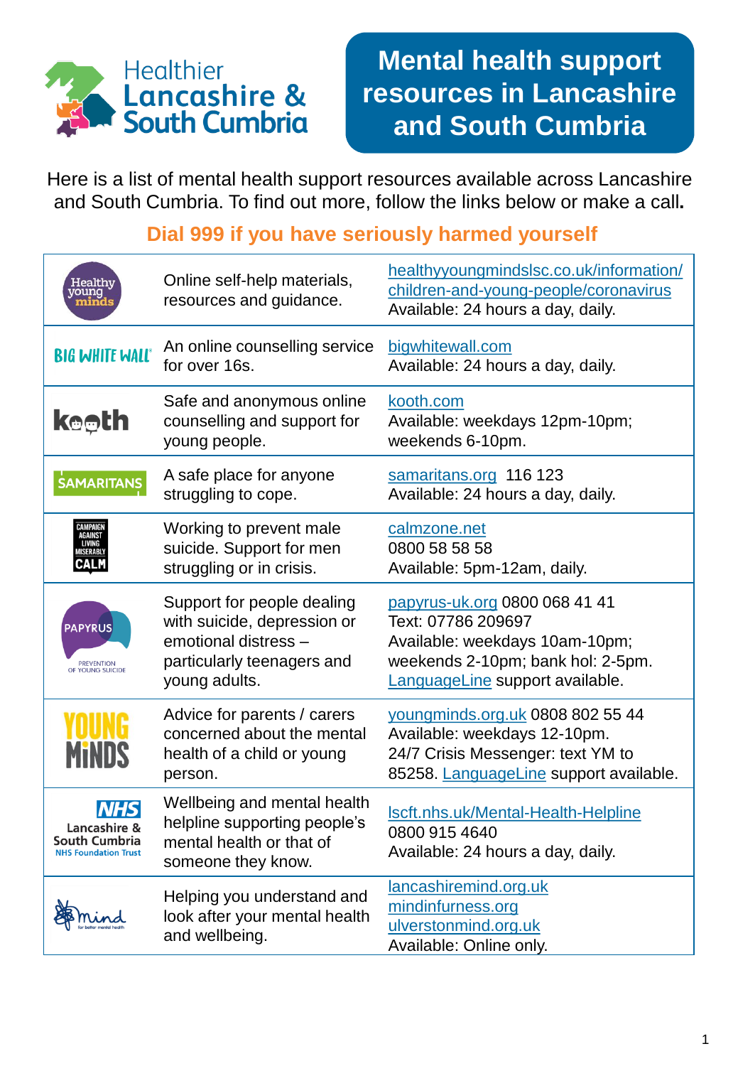Healthier Lancashire & South Cumbria

# Mental health support resources in Lancashire and South Cumbria

Here is a list of mental health support resources available across Lancashire and South Cumbria. To find out more, follow the links below or make a call.

**Dial 999 if you have seriously harmed yourself**

| Organisation | Description | Contact |
|---|---|---|
| Healthy young minds | Online self-help materials, resources and guidance. | healthyyoungmindslsc.co.uk/information/children-and-young-people/coronavirus<br>Available: 24 hours a day, daily. |
| BIG WHITE WALL | An online counselling service for over 16s. | bigwhitewall.com<br>Available: 24 hours a day, daily. |
| kooth | Safe and anonymous online counselling and support for young people. | kooth.com<br>Available: weekdays 12pm-10pm; weekends 6-10pm. |
| SAMARITANS | A safe place for anyone struggling to cope. | samaritans.org 116 123<br>Available: 24 hours a day, daily. |
| CALM (Campaign Against Living Miserably) | Working to prevent male suicide. Support for men struggling or in crisis. | calmzone.net<br>0800 58 58 58<br>Available: 5pm-12am, daily. |
| PAPYRUS (Prevention of Young Suicide) | Support for people dealing with suicide, depression or emotional distress – particularly teenagers and young adults. | papyrus-uk.org 0800 068 41 41<br>Text: 07786 209697<br>Available: weekdays 10am-10pm; weekends 2-10pm; bank hol: 2-5pm.<br>LanguageLine support available. |
| YOUNG MINDS | Advice for parents / carers concerned about the mental health of a child or young person. | youngminds.org.uk 0808 802 55 44<br>Available: weekdays 12-10pm.<br>24/7 Crisis Messenger: text YM to 85258. LanguageLine support available. |
| NHS Lancashire & South Cumbria NHS Foundation Trust | Wellbeing and mental health helpline supporting people's mental health or that of someone they know. | lscft.nhs.uk/Mental-Health-Helpline<br>0800 915 4640<br>Available: 24 hours a day, daily. |
| mind | Helping you understand and look after your mental health and wellbeing. | lancashiremind.org.uk<br>mindinfurness.org<br>ulverstonmind.org.uk<br>Available: Online only. |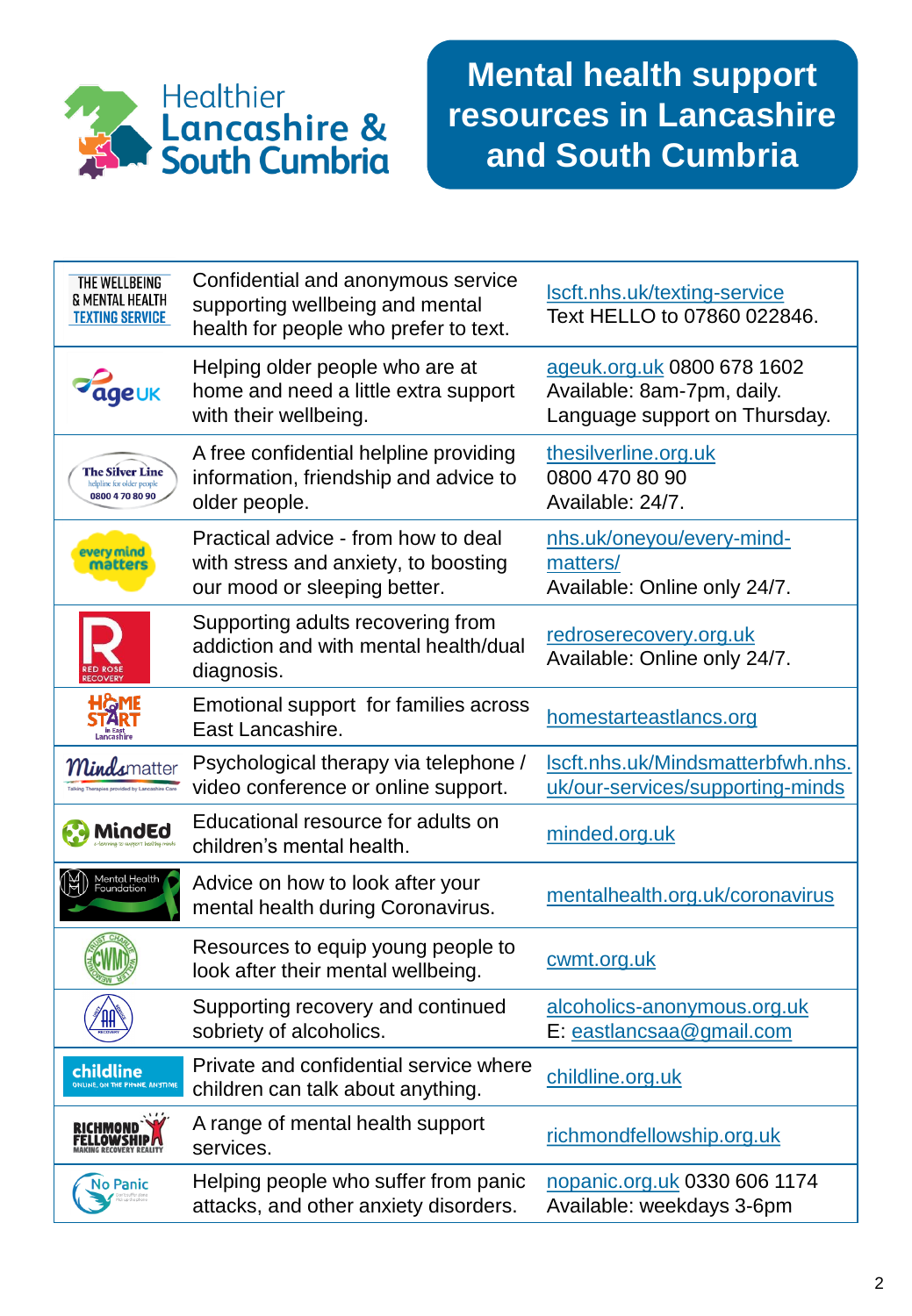Healthier Lancashire & South Cumbria

# Mental health support resources in Lancashire and South Cumbria

| Service | Description | Contact |
|---|---|---|
| THE WELLBEING & MENTAL HEALTH TEXTING SERVICE | Confidential and anonymous service supporting wellbeing and mental health for people who prefer to text. | lscft.nhs.uk/texting-service<br>Text HELLO to 07860 022846. |
| ageUK | Helping older people who are at home and need a little extra support with their wellbeing. | ageuk.org.uk 0800 678 1602<br>Available: 8am-7pm, daily.<br>Language support on Thursday. |
| The Silver Line helpline for older people 0800 4 70 80 90 | A free confidential helpline providing information, friendship and advice to older people. | thesilverline.org.uk<br>0800 470 80 90<br>Available: 24/7. |
| every mind matters | Practical advice - from how to deal with stress and anxiety, to boosting our mood or sleeping better. | nhs.uk/oneyou/every-mind-matters/<br>Available: Online only 24/7. |
| RED ROSE RECOVERY | Supporting adults recovering from addiction and with mental health/dual diagnosis. | redroserecovery.org.uk<br>Available: Online only 24/7. |
| HOME START in East Lancashire | Emotional support for families across East Lancashire. | homestarteastlancs.org |
| Mindsmatter Talking Therapies provided by Lancashire Care | Psychological therapy via telephone / video conference or online support. | lscft.nhs.uk/Mindsmatterfwh.nhs.uk/our-services/supporting-minds |
| MindEd e-learning to support healthy minds | Educational resource for adults on children's mental health. | minded.org.uk |
| Mental Health Foundation | Advice on how to look after your mental health during Coronavirus. | mentalhealth.org.uk/coronavirus |
| Charlie Waller Memorial Trust (CWMT) | Resources to equip young people to look after their mental wellbeing. | cwmt.org.uk |
| AA | Supporting recovery and continued sobriety of alcoholics. | alcoholics-anonymous.org.uk<br>E: eastlancsaa@gmail.com |
| childline ONLINE, ON THE PHONE, ANYTIME | Private and confidential service where children can talk about anything. | childline.org.uk |
| RICHMOND FELLOWSHIP MAKING RECOVERY REALITY | A range of mental health support services. | richmondfellowship.org.uk |
| No Panic | Helping people who suffer from panic attacks, and other anxiety disorders. | nopanic.org.uk 0330 606 1174<br>Available: weekdays 3-6pm |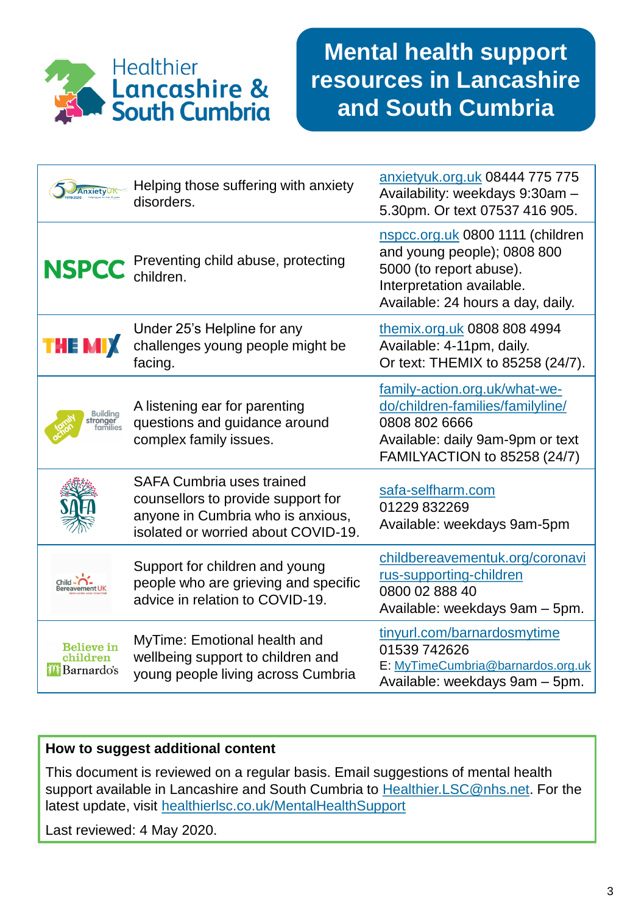Healthier Lancashire & South Cumbria

# Mental health support resources in Lancashire and South Cumbria

| | | |
|---|---|---|
| AnxietyUK | Helping those suffering with anxiety disorders. | anxietyuk.org.uk 08444 775 775 Availability: weekdays 9:30am – 5.30pm. Or text 07537 416 905. |
| NSPCC | Preventing child abuse, protecting children. | nspcc.org.uk 0800 1111 (children and young people); 0808 800 5000 (to report abuse). Interpretation available. Available: 24 hours a day, daily. |
| THE MIX | Under 25's Helpline for any challenges young people might be facing. | themix.org.uk 0808 808 4994 Available: 4-11pm, daily. Or text: THEMIX to 85258 (24/7). |
| family action – Building stronger families | A listening ear for parenting questions and guidance around complex family issues. | family-action.org.uk/what-we-do/children-families/familyline/ 0808 802 6666 Available: daily 9am-9pm or text FAMILYACTION to 85258 (24/7) |
| SAFA | SAFA Cumbria uses trained counsellors to provide support for anyone in Cumbria who is anxious, isolated or worried about COVID-19. | safa-selfharm.com 01229 832269 Available: weekdays 9am-5pm |
| Child Bereavement UK | Support for children and young people who are grieving and specific advice in relation to COVID-19. | childbereavementuk.org/coronavirus-supporting-children 0800 02 888 40 Available: weekdays 9am – 5pm. |
| Believe in children Barnardo's | MyTime: Emotional health and wellbeing support to children and young people living across Cumbria | tinyurl.com/barnardosmytime 01539 742626 E: MyTimeCumbria@barnardos.org.uk Available: weekdays 9am – 5pm. |

**How to suggest additional content**

This document is reviewed on a regular basis. Email suggestions of mental health support available in Lancashire and South Cumbria to Healthier.LSC@nhs.net. For the latest update, visit healthierlsc.co.uk/MentalHealthSupport

Last reviewed: 4 May 2020.